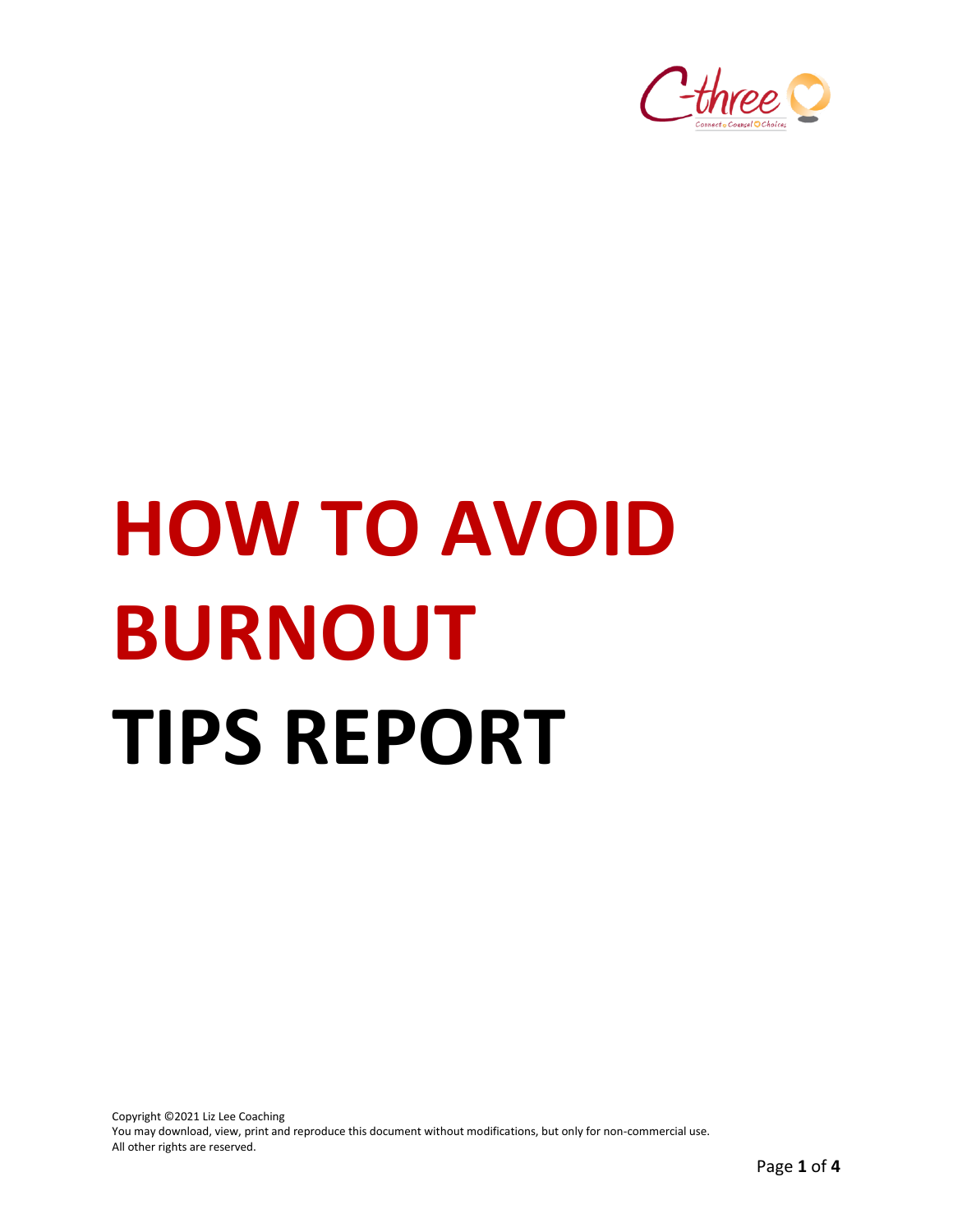# HOW TO AVOID BURNOUT TIPS REPORT

Copyright ©2021 Liz Lee Coaching
You may download, view, print and reproduce this document without modifications, but only for non-commercial use.
All other rights are reserved.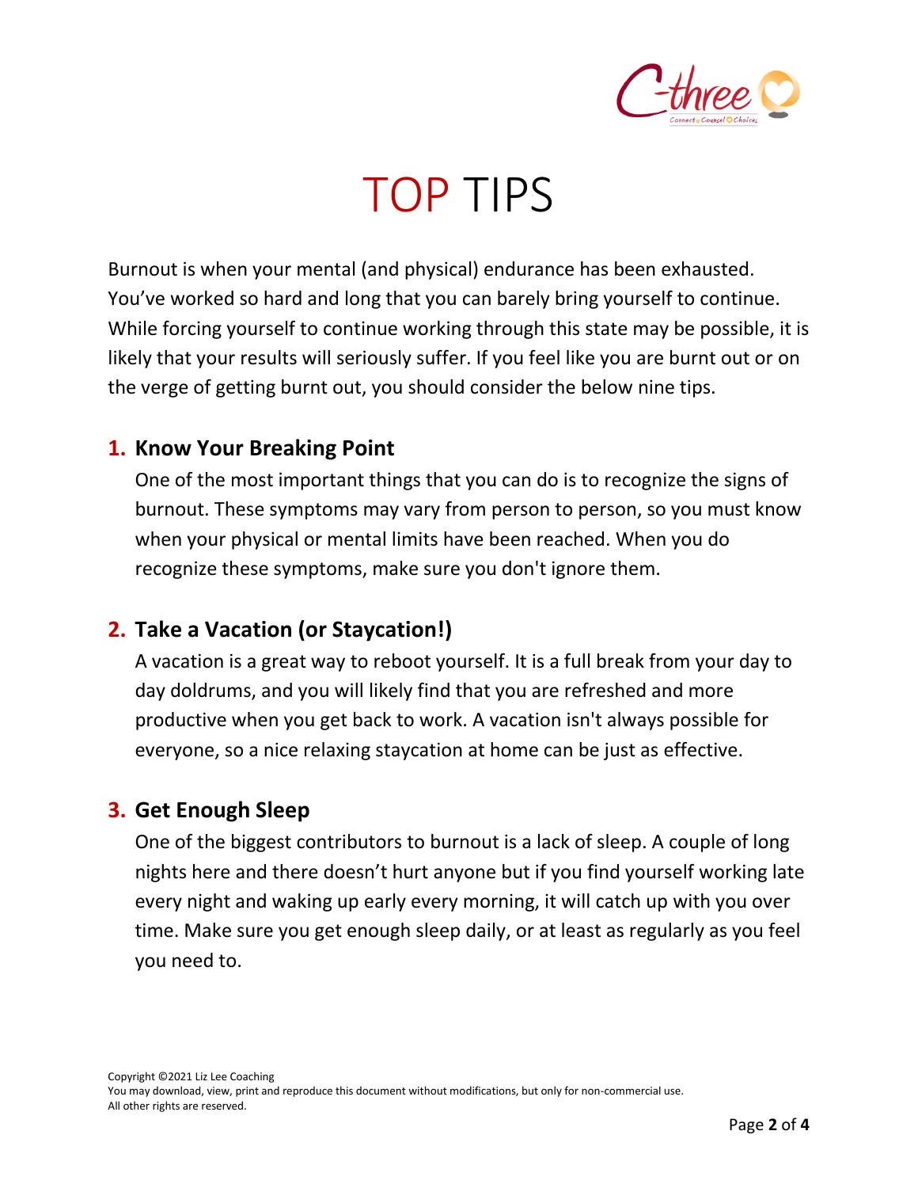# TOP TIPS

Burnout is when your mental (and physical) endurance has been exhausted. You've worked so hard and long that you can barely bring yourself to continue. While forcing yourself to continue working through this state may be possible, it is likely that your results will seriously suffer. If you feel like you are burnt out or on the verge of getting burnt out, you should consider the below nine tips.

1. **Know Your Breaking Point**

   One of the most important things that you can do is to recognize the signs of burnout. These symptoms may vary from person to person, so you must know when your physical or mental limits have been reached. When you do recognize these symptoms, make sure you don't ignore them.

2. **Take a Vacation (or Staycation!)**

   A vacation is a great way to reboot yourself. It is a full break from your day to day doldrums, and you will likely find that you are refreshed and more productive when you get back to work. A vacation isn't always possible for everyone, so a nice relaxing staycation at home can be just as effective.

3. **Get Enough Sleep**

   One of the biggest contributors to burnout is a lack of sleep. A couple of long nights here and there doesn't hurt anyone but if you find yourself working late every night and waking up early every morning, it will catch up with you over time. Make sure you get enough sleep daily, or at least as regularly as you feel you need to.

Copyright ©2021 Liz Lee Coaching
You may download, view, print and reproduce this document without modifications, but only for non-commercial use.
All other rights are reserved.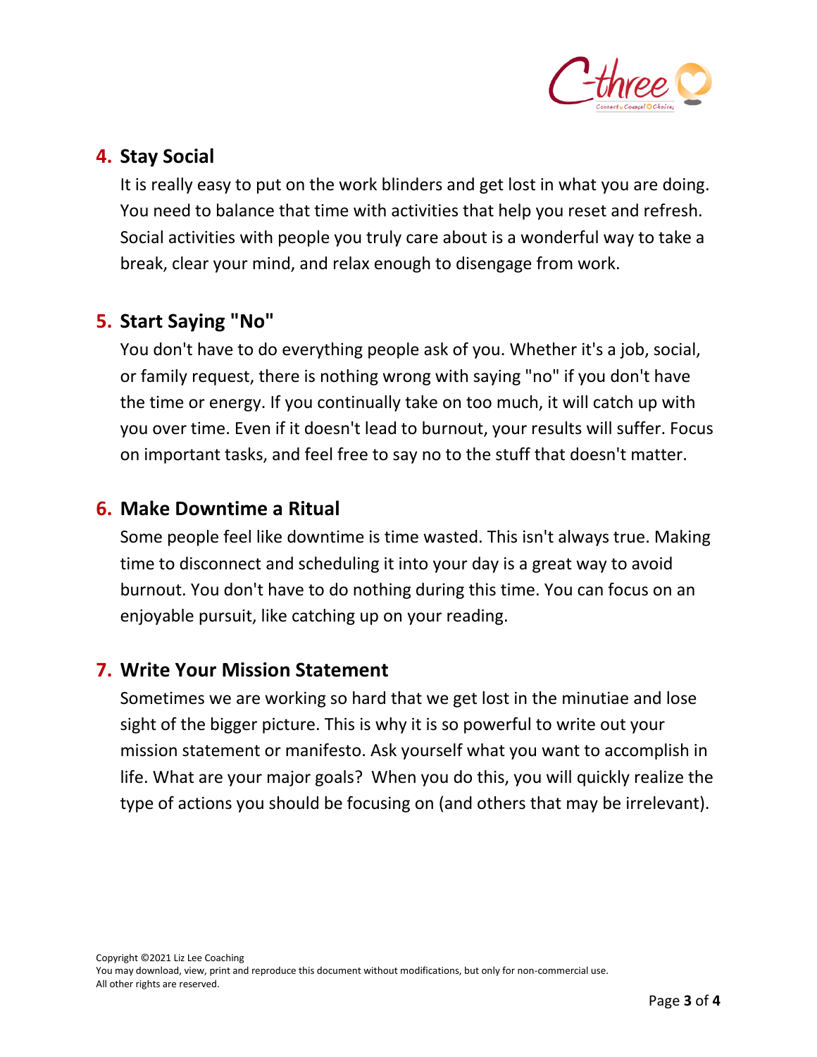4. **Stay Social**

   It is really easy to put on the work blinders and get lost in what you are doing. You need to balance that time with activities that help you reset and refresh. Social activities with people you truly care about is a wonderful way to take a break, clear your mind, and relax enough to disengage from work.

5. **Start Saying "No"**

   You don't have to do everything people ask of you. Whether it's a job, social, or family request, there is nothing wrong with saying "no" if you don't have the time or energy. If you continually take on too much, it will catch up with you over time. Even if it doesn't lead to burnout, your results will suffer. Focus on important tasks, and feel free to say no to the stuff that doesn't matter.

6. **Make Downtime a Ritual**

   Some people feel like downtime is time wasted. This isn't always true. Making time to disconnect and scheduling it into your day is a great way to avoid burnout. You don't have to do nothing during this time. You can focus on an enjoyable pursuit, like catching up on your reading.

7. **Write Your Mission Statement**

   Sometimes we are working so hard that we get lost in the minutiae and lose sight of the bigger picture. This is why it is so powerful to write out your mission statement or manifesto. Ask yourself what you want to accomplish in life. What are your major goals? When you do this, you will quickly realize the type of actions you should be focusing on (and others that may be irrelevant).

Copyright ©2021 Liz Lee Coaching
You may download, view, print and reproduce this document without modifications, but only for non-commercial use.
All other rights are reserved.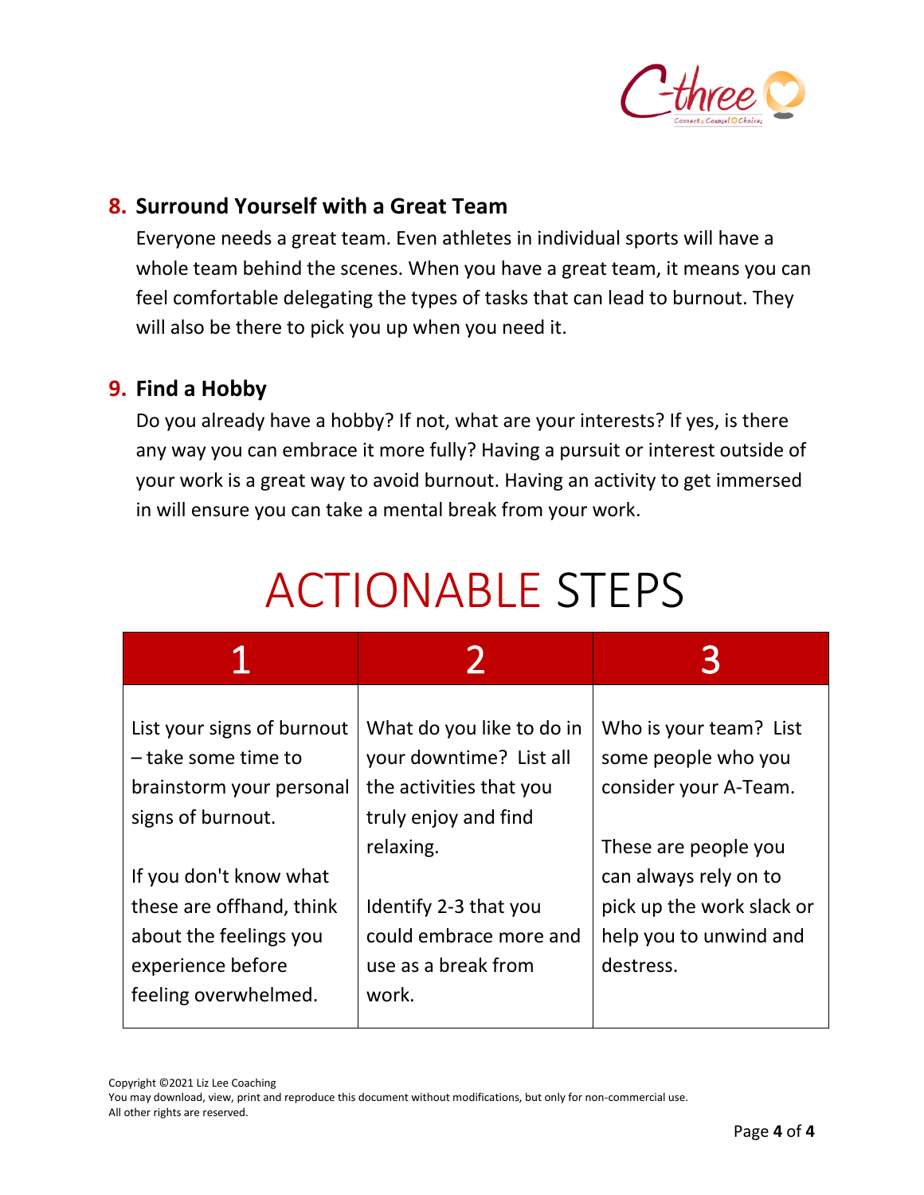8. **Surround Yourself with a Great Team**

   Everyone needs a great team. Even athletes in individual sports will have a whole team behind the scenes. When you have a great team, it means you can feel comfortable delegating the types of tasks that can lead to burnout. They will also be there to pick you up when you need it.

9. **Find a Hobby**

   Do you already have a hobby? If not, what are your interests? If yes, is there any way you can embrace it more fully? Having a pursuit or interest outside of your work is a great way to avoid burnout. Having an activity to get immersed in will ensure you can take a mental break from your work.

# ACTIONABLE STEPS

| 1 | 2 | 3 |
|---|---|---|
| List your signs of burnout – take some time to brainstorm your personal signs of burnout.<br><br>If you don't know what these are offhand, think about the feelings you experience before feeling overwhelmed. | What do you like to do in your downtime? List all the activities that you truly enjoy and find relaxing.<br><br>Identify 2-3 that you could embrace more and use as a break from work. | Who is your team? List some people who you consider your A-Team.<br><br>These are people you can always rely on to pick up the work slack or help you to unwind and destress. |

Copyright ©2021 Liz Lee Coaching
You may download, view, print and reproduce this document without modifications, but only for non-commercial use.
All other rights are reserved.